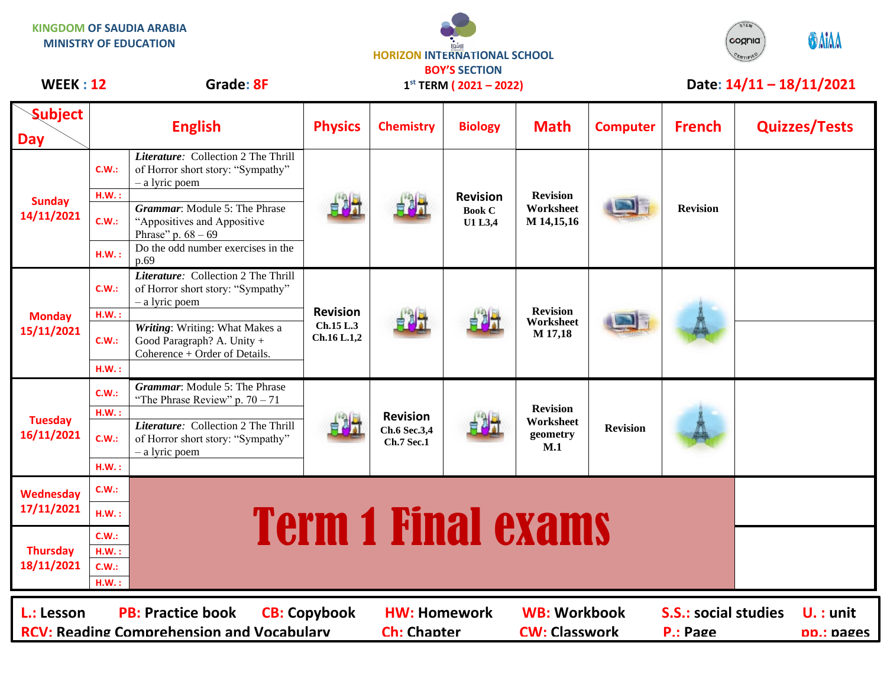KINGDOM OF SAUDIA ARABIA
MINISTRY OF EDUCATION

HORIZON INTERNATIONAL SCHOOL
BOY'S SECTION
1st TERM ( 2021 – 2022)

**WEEK : 12** **Grade: 8F** **Date: 14/11 – 18/11/2021**

| Subject / Day | | English | Physics | Chemistry | Biology | Math | Computer | French | Quizzes/Tests |
|---|---|---|---|---|---|---|---|---|---|
| **Sunday 14/11/2021** | C.W.: | ***Literature***: Collection 2 The Thrill of Horror short story: "Sympathy" – a lyric poem | | | **Revision** Book C U1 L3,4 | **Revision Worksheet M 14,15,16** | | **Revision** | |
| | H.W.: | | | | | | | | |
| | C.W.: | ***Grammar***: Module 5: The Phrase "Appositives and Appositive Phrase" p. 68 – 69 | | | | | | | |
| | H.W.: | Do the odd number exercises in the p.69 | | | | | | | |
| **Monday 15/11/2021** | C.W.: | ***Literature***: Collection 2 The Thrill of Horror short story: "Sympathy" – a lyric poem | **Revision** Ch.15 L.3 Ch.16 L.1,2 | | | **Revision Worksheet M 17,18** | | | |
| | H.W.: | | | | | | | | |
| | C.W.: | ***Writing***: Writing: What Makes a Good Paragraph? A. Unity + Coherence + Order of Details. | | | | | | | |
| | H.W.: | | | | | | | | |
| **Tuesday 16/11/2021** | C.W.: | ***Grammar***: Module 5: The Phrase "The Phrase Review" p. 70 – 71 | | **Revision** Ch.6 Sec.3,4 Ch.7 Sec.1 | | **Revision Worksheet geometry M.1** | **Revision** | | |
| | H.W.: | | | | | | | | |
| | C.W.: | ***Literature***: Collection 2 The Thrill of Horror short story: "Sympathy" – a lyric poem | | | | | | | |
| | H.W.: | | | | | | | | |
| **Wednesday 17/11/2021** | C.W.: | **Term 1 Final exams** | | | | | | | |
| | H.W.: | | | | | | | | |
| **Thursday 18/11/2021** | C.W.: | | | | | | | | |
| | H.W.: | | | | | | | | |
| | C.W.: | | | | | | | | |
| | H.W.: | | | | | | | | |

L.: Lesson | PB: Practice book | CB: Copybook | HW: Homework | WB: Workbook | S.S.: social studies | U. : unit
RCV: Reading Comprehension and Vocabulary | Ch: Chapter | CW: Classwork | P.: Page | pp.: pages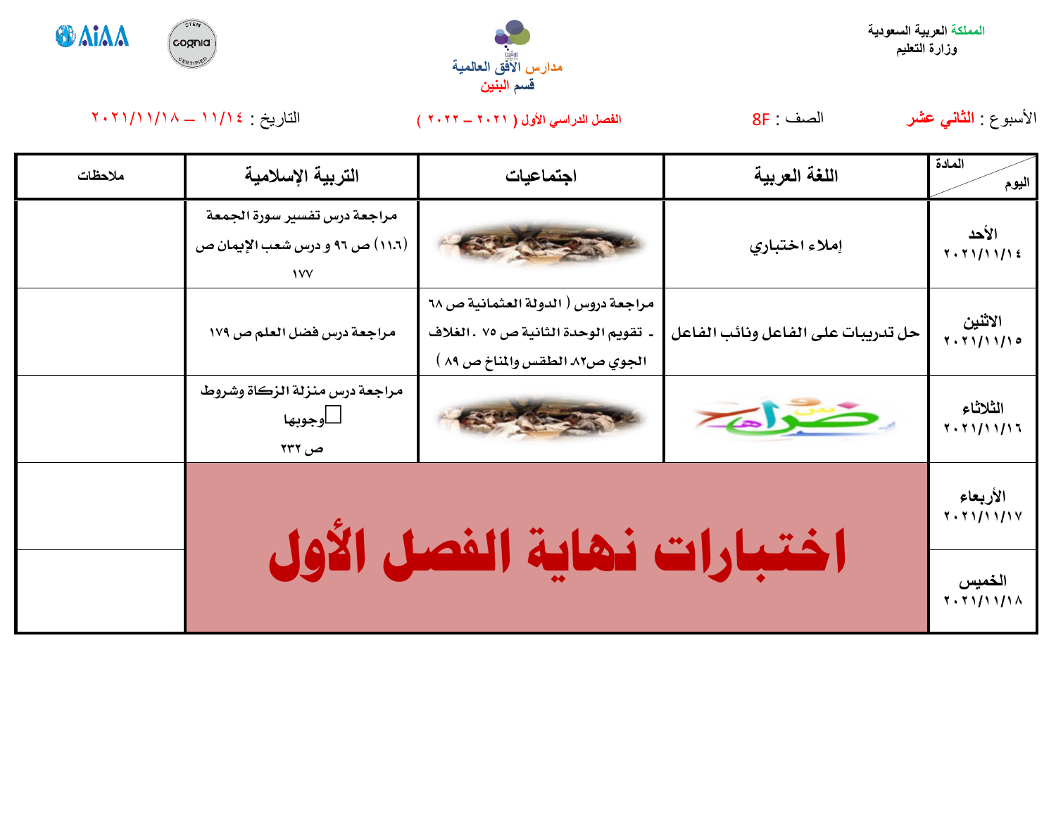المملكة العربية السعودية
وزارة التعليم

مدارس الأفق العالمية
قسم البنين

الأسبوع : الثاني عشر | الصف : 8F | الفصل الدراسي الأول ( ٢٠٢١ – ٢٠٢٢ ) | التاريخ : ١١/١٤ – ٢٠٢١/١١/١٨

| المادة / اليوم | اللغة العربية | اجتماعيات | التربية الإسلامية | ملاحظات |
|---|---|---|---|---|
| الأحد ٢٠٢١/١١/١٤ | إملاء اختباري | | مراجعة درس تفسير سورة الجمعة (١١-٦) ص ٩٦ و درس شعب الإيمان ص ١٧٧ | |
| الاثنين ٢٠٢١/١١/١٥ | حل تدريبات على الفاعل ونائب الفاعل | مراجعة دروس ( الدولة العثمانية ص ٦٨ - تقويم الوحدة الثانية ص ٧٥ . الغلاف الجوي ص٨٢ الطقس والمناخ ص ٨٩ ) | مراجعة درس فضل العلم ص ١٧٩ | |
| الثلاثاء ٢٠٢١/١١/١٦ | | | مراجعة درس منزلة الزكاة وشروط وجوبها ص ٢٣٢ | |
| الأربعاء ٢٠٢١/١١/١٧ | اختبارات نهاية الفصل الأول | | | |
| الخميس ٢٠٢١/١١/١٨ | اختبارات نهاية الفصل الأول | | | |